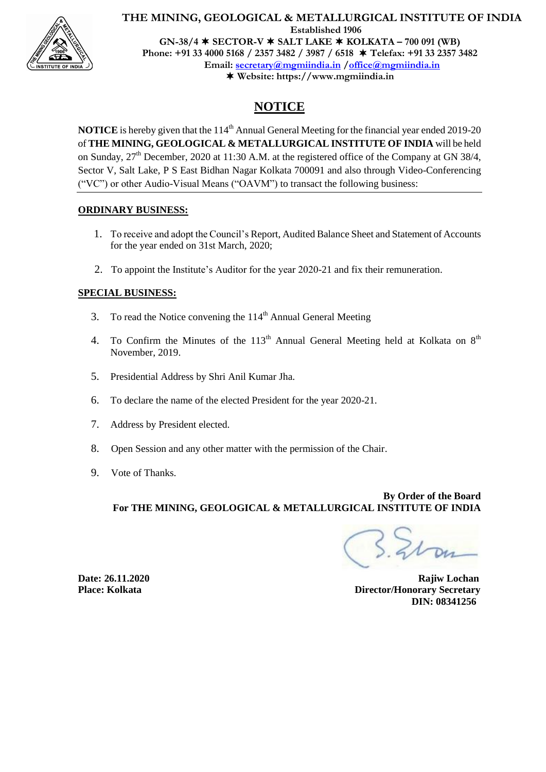# THE MINING, GEOLOGICAL & METALLURGICAL INSTITUTE OF INDIA

**Established 1906**

**GN-38/4 ✶ SECTOR-V ✶ SALT LAKE ✶ KOLKATA – 700 091 (WB)**

**Phone: +91 33 4000 5168 / 2357 3482 / 3987 / 6518 ✶ Telefax: +91 33 2357 3482**

**Email: secretary@mgmiindia.in / office@mgmiindia.in**

**✶ Website: https://www.mgmiindia.in**

## NOTICE

**NOTICE** is hereby given that the 114th Annual General Meeting for the financial year ended 2019-20 of **THE MINING, GEOLOGICAL & METALLURGICAL INSTITUTE OF INDIA** will be held on Sunday, 27th December, 2020 at 11:30 A.M. at the registered office of the Company at GN 38/4, Sector V, Salt Lake, P S East Bidhan Nagar Kolkata 700091 and also through Video-Conferencing ("VC") or other Audio-Visual Means ("OAVM") to transact the following business:

**ORDINARY BUSINESS:**

1. To receive and adopt the Council's Report, Audited Balance Sheet and Statement of Accounts for the year ended on 31st March, 2020;
2. To appoint the Institute's Auditor for the year 2020-21 and fix their remuneration.

**SPECIAL BUSINESS:**

3. To read the Notice convening the 114th Annual General Meeting
4. To Confirm the Minutes of the 113th Annual General Meeting held at Kolkata on 8th November, 2019.
5. Presidential Address by Shri Anil Kumar Jha.
6. To declare the name of the elected President for the year 2020-21.
7. Address by President elected.
8. Open Session and any other matter with the permission of the Chair.
9. Vote of Thanks.

**By Order of the Board**
**For THE MINING, GEOLOGICAL & METALLURGICAL INSTITUTE OF INDIA**

**Date: 26.11.2020**
**Place: Kolkata**

**Rajiw Lochan**
**Director/Honorary Secretary**
**DIN: 08341256**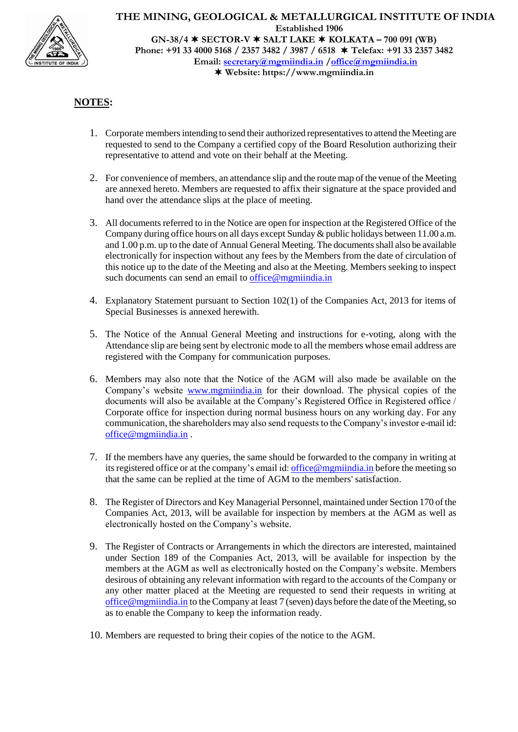# THE MINING, GEOLOGICAL & METALLURGICAL INSTITUTE OF INDIA

**Established 1906**

**GN-38/4 ✶ SECTOR-V ✶ SALT LAKE ✶ KOLKATA – 700 091 (WB)**

**Phone: +91 33 4000 5168 / 2357 3482 / 3987 / 6518 ✶ Telefax: +91 33 2357 3482**

**Email: secretary@mgmiindia.in / office@mgmiindia.in**

**✶ Website: https://www.mgmiindia.in**

## NOTES:

1. Corporate members intending to send their authorized representatives to attend the Meeting are requested to send to the Company a certified copy of the Board Resolution authorizing their representative to attend and vote on their behalf at the Meeting.

2. For convenience of members, an attendance slip and the route map of the venue of the Meeting are annexed hereto. Members are requested to affix their signature at the space provided and hand over the attendance slips at the place of meeting.

3. All documents referred to in the Notice are open for inspection at the Registered Office of the Company during office hours on all days except Sunday & public holidays between 11.00 a.m. and 1.00 p.m. up to the date of Annual General Meeting. The documents shall also be available electronically for inspection without any fees by the Members from the date of circulation of this notice up to the date of the Meeting and also at the Meeting. Members seeking to inspect such documents can send an email to office@mgmiindia.in

4. Explanatory Statement pursuant to Section 102(1) of the Companies Act, 2013 for items of Special Businesses is annexed herewith.

5. The Notice of the Annual General Meeting and instructions for e-voting, along with the Attendance slip are being sent by electronic mode to all the members whose email address are registered with the Company for communication purposes.

6. Members may also note that the Notice of the AGM will also made be available on the Company's website www.mgmiindia.in for their download. The physical copies of the documents will also be available at the Company's Registered Office in Registered office / Corporate office for inspection during normal business hours on any working day. For any communication, the shareholders may also send requests to the Company's investor e-mail id: office@mgmiindia.in .

7. If the members have any queries, the same should be forwarded to the company in writing at its registered office or at the company's email id: office@mgmiindia.in before the meeting so that the same can be replied at the time of AGM to the members' satisfaction.

8. The Register of Directors and Key Managerial Personnel, maintained under Section 170 of the Companies Act, 2013, will be available for inspection by members at the AGM as well as electronically hosted on the Company's website.

9. The Register of Contracts or Arrangements in which the directors are interested, maintained under Section 189 of the Companies Act, 2013, will be available for inspection by the members at the AGM as well as electronically hosted on the Company's website. Members desirous of obtaining any relevant information with regard to the accounts of the Company or any other matter placed at the Meeting are requested to send their requests in writing at office@mgmiindia.in to the Company at least 7 (seven) days before the date of the Meeting, so as to enable the Company to keep the information ready.

10. Members are requested to bring their copies of the notice to the AGM.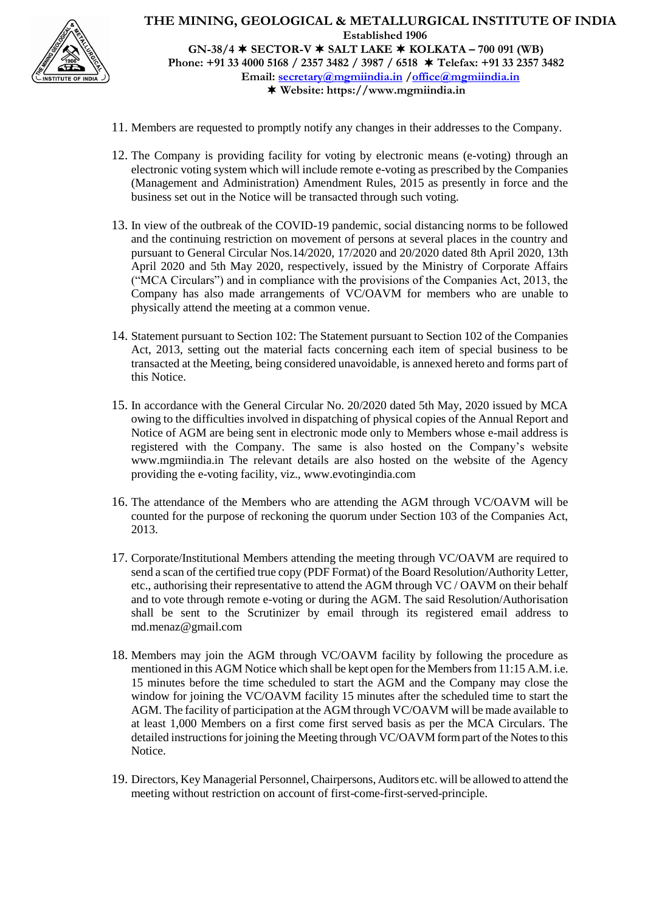11. Members are requested to promptly notify any changes in their addresses to the Company.

12. The Company is providing facility for voting by electronic means (e-voting) through an electronic voting system which will include remote e-voting as prescribed by the Companies (Management and Administration) Amendment Rules, 2015 as presently in force and the business set out in the Notice will be transacted through such voting.

13. In view of the outbreak of the COVID-19 pandemic, social distancing norms to be followed and the continuing restriction on movement of persons at several places in the country and pursuant to General Circular Nos.14/2020, 17/2020 and 20/2020 dated 8th April 2020, 13th April 2020 and 5th May 2020, respectively, issued by the Ministry of Corporate Affairs ("MCA Circulars") and in compliance with the provisions of the Companies Act, 2013, the Company has also made arrangements of VC/OAVM for members who are unable to physically attend the meeting at a common venue.

14. Statement pursuant to Section 102: The Statement pursuant to Section 102 of the Companies Act, 2013, setting out the material facts concerning each item of special business to be transacted at the Meeting, being considered unavoidable, is annexed hereto and forms part of this Notice.

15. In accordance with the General Circular No. 20/2020 dated 5th May, 2020 issued by MCA owing to the difficulties involved in dispatching of physical copies of the Annual Report and Notice of AGM are being sent in electronic mode only to Members whose e-mail address is registered with the Company. The same is also hosted on the Company's website www.mgmiindia.in The relevant details are also hosted on the website of the Agency providing the e-voting facility, viz., www.evotingindia.com

16. The attendance of the Members who are attending the AGM through VC/OAVM will be counted for the purpose of reckoning the quorum under Section 103 of the Companies Act, 2013.

17. Corporate/Institutional Members attending the meeting through VC/OAVM are required to send a scan of the certified true copy (PDF Format) of the Board Resolution/Authority Letter, etc., authorising their representative to attend the AGM through VC / OAVM on their behalf and to vote through remote e-voting or during the AGM. The said Resolution/Authorisation shall be sent to the Scrutinizer by email through its registered email address to md.menaz@gmail.com

18. Members may join the AGM through VC/OAVM facility by following the procedure as mentioned in this AGM Notice which shall be kept open for the Members from 11:15 A.M. i.e. 15 minutes before the time scheduled to start the AGM and the Company may close the window for joining the VC/OAVM facility 15 minutes after the scheduled time to start the AGM. The facility of participation at the AGM through VC/OAVM will be made available to at least 1,000 Members on a first come first served basis as per the MCA Circulars. The detailed instructions for joining the Meeting through VC/OAVM form part of the Notes to this Notice.

19. Directors, Key Managerial Personnel, Chairpersons, Auditors etc. will be allowed to attend the meeting without restriction on account of first-come-first-served-principle.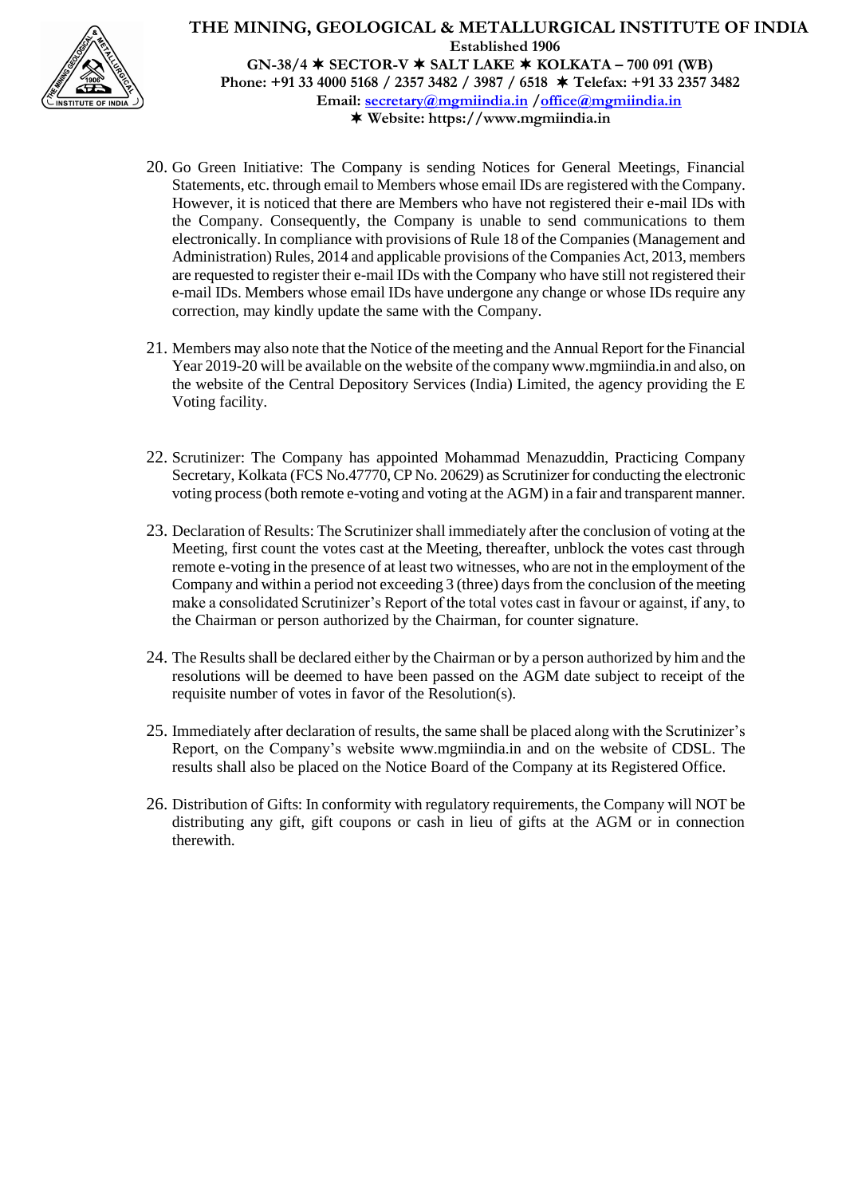20. Go Green Initiative: The Company is sending Notices for General Meetings, Financial Statements, etc. through email to Members whose email IDs are registered with the Company. However, it is noticed that there are Members who have not registered their e-mail IDs with the Company. Consequently, the Company is unable to send communications to them electronically. In compliance with provisions of Rule 18 of the Companies (Management and Administration) Rules, 2014 and applicable provisions of the Companies Act, 2013, members are requested to register their e-mail IDs with the Company who have still not registered their e-mail IDs. Members whose email IDs have undergone any change or whose IDs require any correction, may kindly update the same with the Company.

21. Members may also note that the Notice of the meeting and the Annual Report for the Financial Year 2019-20 will be available on the website of the company www.mgmiindia.in and also, on the website of the Central Depository Services (India) Limited, the agency providing the E Voting facility.

22. Scrutinizer: The Company has appointed Mohammad Menazuddin, Practicing Company Secretary, Kolkata (FCS No.47770, CP No. 20629) as Scrutinizer for conducting the electronic voting process (both remote e-voting and voting at the AGM) in a fair and transparent manner.

23. Declaration of Results: The Scrutinizer shall immediately after the conclusion of voting at the Meeting, first count the votes cast at the Meeting, thereafter, unblock the votes cast through remote e-voting in the presence of at least two witnesses, who are not in the employment of the Company and within a period not exceeding 3 (three) days from the conclusion of the meeting make a consolidated Scrutinizer's Report of the total votes cast in favour or against, if any, to the Chairman or person authorized by the Chairman, for counter signature.

24. The Results shall be declared either by the Chairman or by a person authorized by him and the resolutions will be deemed to have been passed on the AGM date subject to receipt of the requisite number of votes in favor of the Resolution(s).

25. Immediately after declaration of results, the same shall be placed along with the Scrutinizer's Report, on the Company's website www.mgmiindia.in and on the website of CDSL. The results shall also be placed on the Notice Board of the Company at its Registered Office.

26. Distribution of Gifts: In conformity with regulatory requirements, the Company will NOT be distributing any gift, gift coupons or cash in lieu of gifts at the AGM or in connection therewith.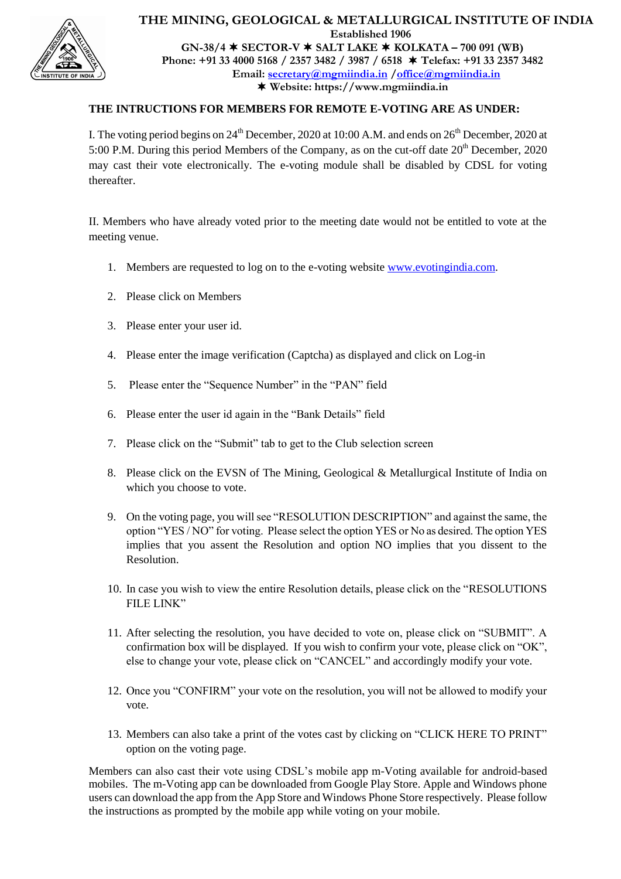# THE MINING, GEOLOGICAL & METALLURGICAL INSTITUTE OF INDIA

**Established 1906**

**GN-38/4 ✶ SECTOR-V ✶ SALT LAKE ✶ KOLKATA – 700 091 (WB)**

**Phone: +91 33 4000 5168 / 2357 3482 / 3987 / 6518 ✶ Telefax: +91 33 2357 3482**

**Email: secretary@mgmiindia.in / office@mgmiindia.in**

**✶ Website: https://www.mgmiindia.in**

**THE INTRUCTIONS FOR MEMBERS FOR REMOTE E-VOTING ARE AS UNDER:**

I. The voting period begins on 24th December, 2020 at 10:00 A.M. and ends on 26th December, 2020 at 5:00 P.M. During this period Members of the Company, as on the cut-off date 20th December, 2020 may cast their vote electronically. The e-voting module shall be disabled by CDSL for voting thereafter.

II. Members who have already voted prior to the meeting date would not be entitled to vote at the meeting venue.

1. Members are requested to log on to the e-voting website www.evotingindia.com.
2. Please click on Members
3. Please enter your user id.
4. Please enter the image verification (Captcha) as displayed and click on Log-in
5. Please enter the "Sequence Number" in the "PAN" field
6. Please enter the user id again in the "Bank Details" field
7. Please click on the "Submit" tab to get to the Club selection screen
8. Please click on the EVSN of The Mining, Geological & Metallurgical Institute of India on which you choose to vote.
9. On the voting page, you will see "RESOLUTION DESCRIPTION" and against the same, the option "YES / NO" for voting. Please select the option YES or No as desired. The option YES implies that you assent the Resolution and option NO implies that you dissent to the Resolution.
10. In case you wish to view the entire Resolution details, please click on the "RESOLUTIONS FILE LINK"
11. After selecting the resolution, you have decided to vote on, please click on "SUBMIT". A confirmation box will be displayed. If you wish to confirm your vote, please click on "OK", else to change your vote, please click on "CANCEL" and accordingly modify your vote.
12. Once you "CONFIRM" your vote on the resolution, you will not be allowed to modify your vote.
13. Members can also take a print of the votes cast by clicking on "CLICK HERE TO PRINT" option on the voting page.

Members can also cast their vote using CDSL's mobile app m-Voting available for android-based mobiles. The m-Voting app can be downloaded from Google Play Store. Apple and Windows phone users can download the app from the App Store and Windows Phone Store respectively. Please follow the instructions as prompted by the mobile app while voting on your mobile.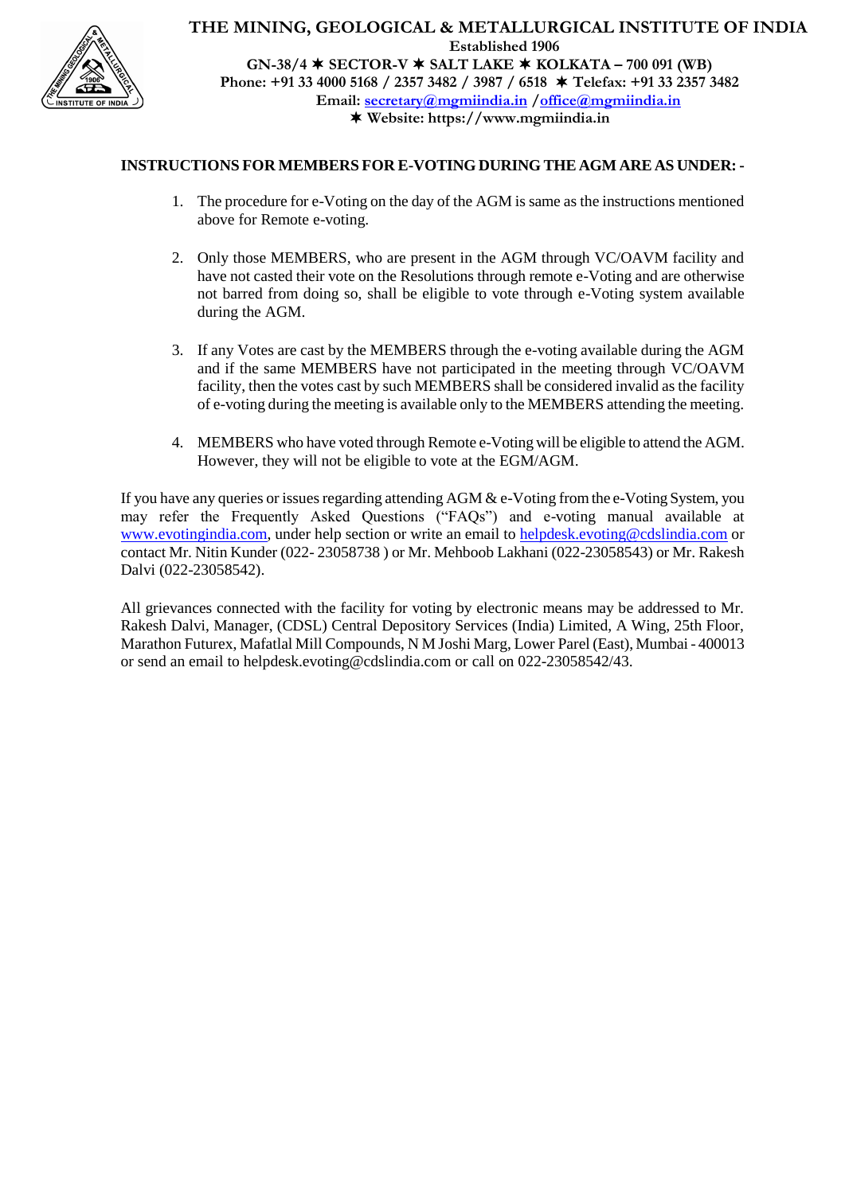THE MINING, GEOLOGICAL & METALLURGICAL INSTITUTE OF INDIA
Established 1906
GN-38/4 ✶ SECTOR-V ✶ SALT LAKE ✶ KOLKATA – 700 091 (WB)
Phone: +91 33 4000 5168 / 2357 3482 / 3987 / 6518 ✶ Telefax: +91 33 2357 3482
Email: secretary@mgmiindia.in / office@mgmiindia.in
✶ Website: https://www.mgmiindia.in

**INSTRUCTIONS FOR MEMBERS FOR E-VOTING DURING THE AGM ARE AS UNDER: -**

1. The procedure for e-Voting on the day of the AGM is same as the instructions mentioned above for Remote e-voting.

2. Only those MEMBERS, who are present in the AGM through VC/OAVM facility and have not casted their vote on the Resolutions through remote e-Voting and are otherwise not barred from doing so, shall be eligible to vote through e-Voting system available during the AGM.

3. If any Votes are cast by the MEMBERS through the e-voting available during the AGM and if the same MEMBERS have not participated in the meeting through VC/OAVM facility, then the votes cast by such MEMBERS shall be considered invalid as the facility of e-voting during the meeting is available only to the MEMBERS attending the meeting.

4. MEMBERS who have voted through Remote e-Voting will be eligible to attend the AGM. However, they will not be eligible to vote at the EGM/AGM.

If you have any queries or issues regarding attending AGM & e-Voting from the e-Voting System, you may refer the Frequently Asked Questions ("FAQs") and e-voting manual available at www.evotingindia.com, under help section or write an email to helpdesk.evoting@cdslindia.com or contact Mr. Nitin Kunder (022- 23058738 ) or Mr. Mehboob Lakhani (022-23058543) or Mr. Rakesh Dalvi (022-23058542).

All grievances connected with the facility for voting by electronic means may be addressed to Mr. Rakesh Dalvi, Manager, (CDSL) Central Depository Services (India) Limited, A Wing, 25th Floor, Marathon Futurex, Mafatlal Mill Compounds, N M Joshi Marg, Lower Parel (East), Mumbai - 400013 or send an email to helpdesk.evoting@cdslindia.com or call on 022-23058542/43.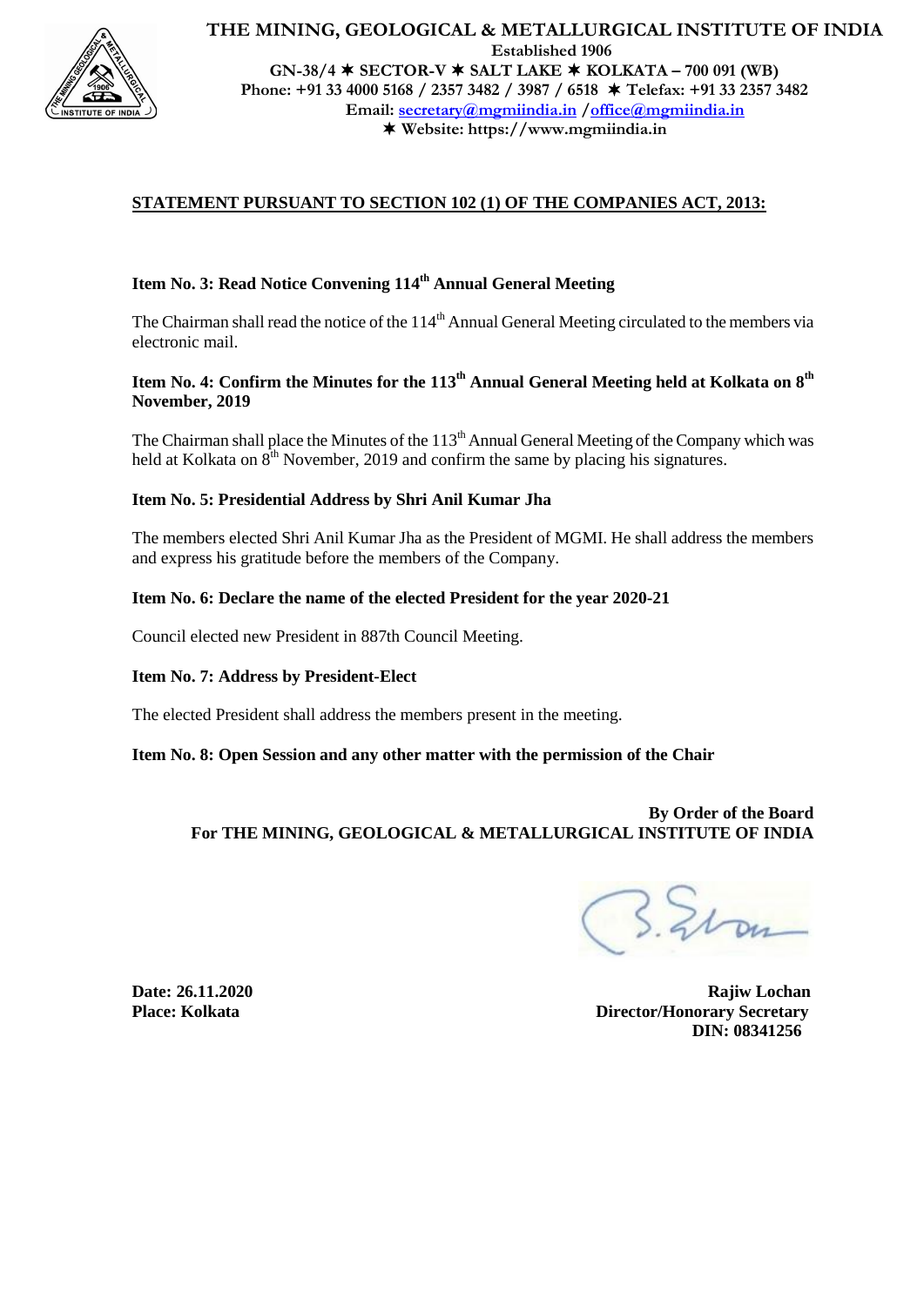**THE MINING, GEOLOGICAL & METALLURGICAL INSTITUTE OF INDIA**
**Established 1906**
**GN-38/4 ✶ SECTOR-V ✶ SALT LAKE ✶ KOLKATA – 700 091 (WB)**
**Phone: +91 33 4000 5168 / 2357 3482 / 3987 / 6518 ✶ Telefax: +91 33 2357 3482**
**Email: secretary@mgmiindia.in / office@mgmiindia.in**
**✶ Website: https://www.mgmiindia.in**

## STATEMENT PURSUANT TO SECTION 102 (1) OF THE COMPANIES ACT, 2013:

**Item No. 3: Read Notice Convening 114th Annual General Meeting**

The Chairman shall read the notice of the 114th Annual General Meeting circulated to the members via electronic mail.

**Item No. 4: Confirm the Minutes for the 113th Annual General Meeting held at Kolkata on 8th November, 2019**

The Chairman shall place the Minutes of the 113th Annual General Meeting of the Company which was held at Kolkata on 8th November, 2019 and confirm the same by placing his signatures.

**Item No. 5: Presidential Address by Shri Anil Kumar Jha**

The members elected Shri Anil Kumar Jha as the President of MGMI. He shall address the members and express his gratitude before the members of the Company.

**Item No. 6: Declare the name of the elected President for the year 2020-21**

Council elected new President in 887th Council Meeting.

**Item No. 7: Address by President-Elect**

The elected President shall address the members present in the meeting.

**Item No. 8: Open Session and any other matter with the permission of the Chair**

**By Order of the Board**
**For THE MINING, GEOLOGICAL & METALLURGICAL INSTITUTE OF INDIA**

**Date: 26.11.2020**
**Place: Kolkata**

**Rajiw Lochan**
**Director/Honorary Secretary**
**DIN: 08341256**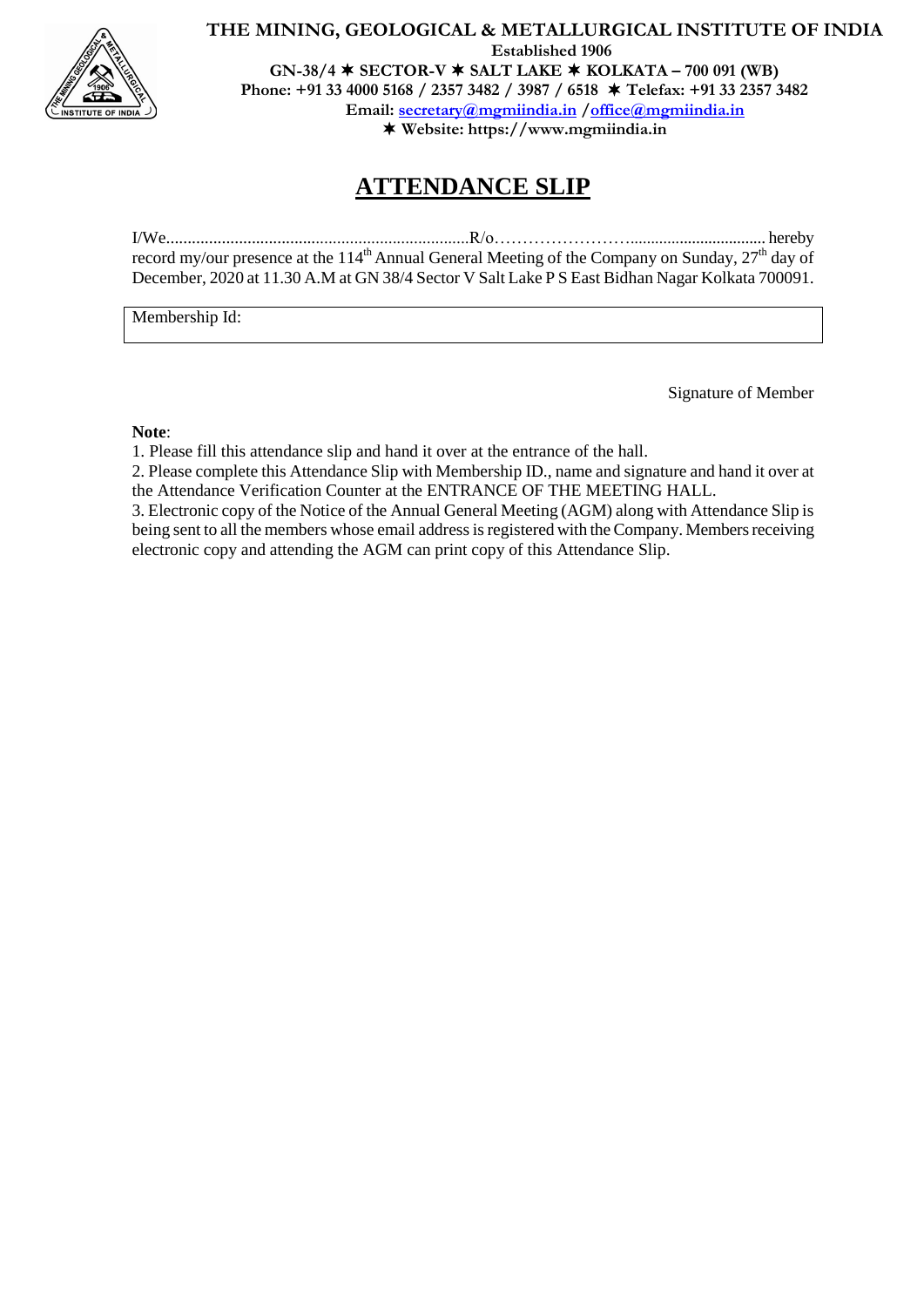**THE MINING, GEOLOGICAL & METALLURGICAL INSTITUTE OF INDIA**
**Established 1906**
**GN-38/4 ✶ SECTOR-V ✶ SALT LAKE ✶ KOLKATA – 700 091 (WB)**
**Phone: +91 33 4000 5168 / 2357 3482 / 3987 / 6518 ✶ Telefax: +91 33 2357 3482**
**Email: secretary@mgmiindia.in / office@mgmiindia.in**
**✶ Website: https://www.mgmiindia.in**

# ATTENDANCE SLIP

I/We.......................................................................R/o…………………….................................. hereby record my/our presence at the 114th Annual General Meeting of the Company on Sunday, 27th day of December, 2020 at 11.30 A.M at GN 38/4 Sector V Salt Lake P S East Bidhan Nagar Kolkata 700091.

| Membership Id: |
|---|

Signature of Member

**Note**:

1. Please fill this attendance slip and hand it over at the entrance of the hall.
2. Please complete this Attendance Slip with Membership ID., name and signature and hand it over at the Attendance Verification Counter at the ENTRANCE OF THE MEETING HALL.
3. Electronic copy of the Notice of the Annual General Meeting (AGM) along with Attendance Slip is being sent to all the members whose email address is registered with the Company. Members receiving electronic copy and attending the AGM can print copy of this Attendance Slip.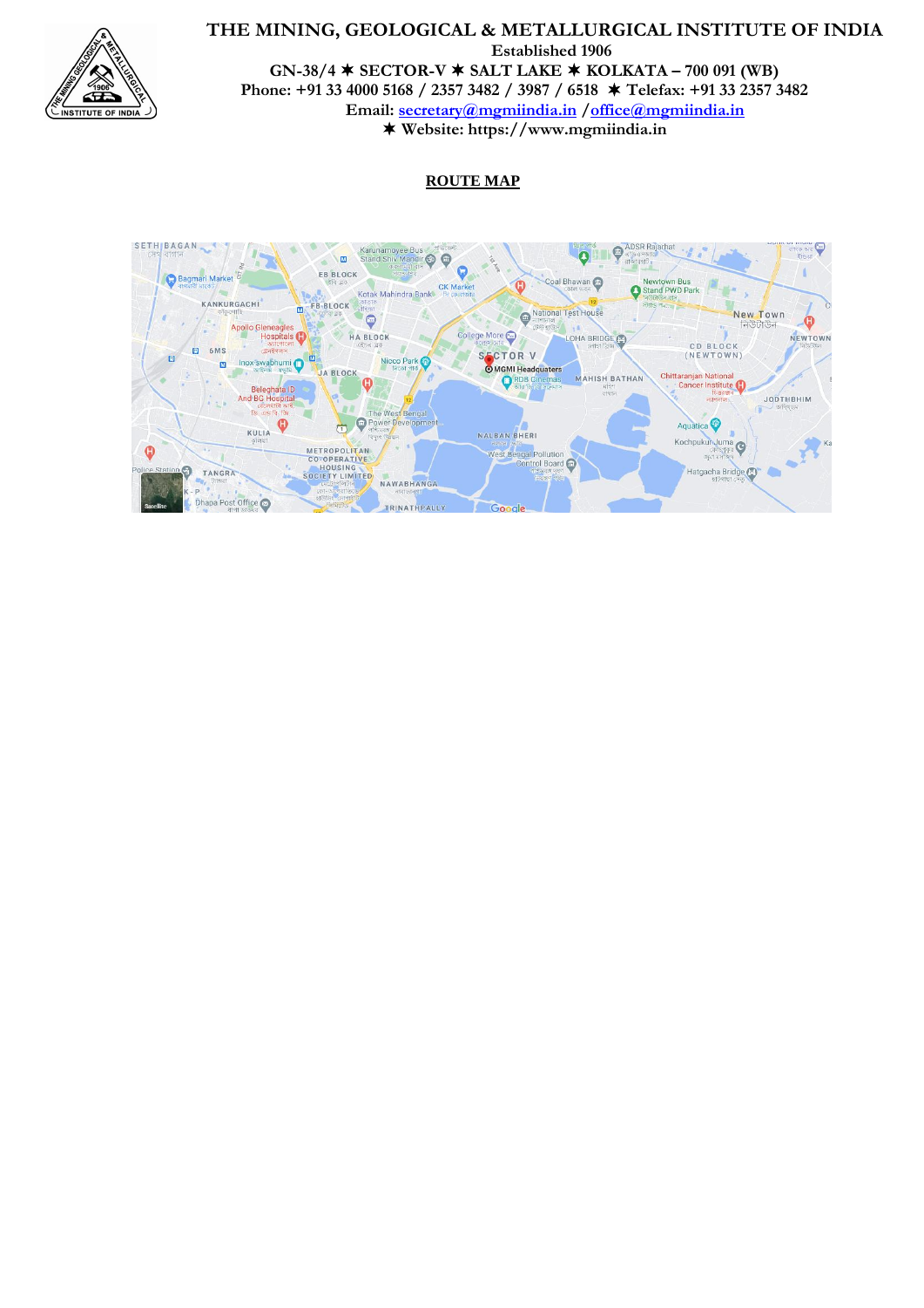# THE MINING, GEOLOGICAL & METALLURGICAL INSTITUTE OF INDIA

**Established 1906**

**GN-38/4 ✶ SECTOR-V ✶ SALT LAKE ✶ KOLKATA – 700 091 (WB)**

**Phone: +91 33 4000 5168 / 2357 3482 / 3987 / 6518 ✶ Telefax: +91 33 2357 3482**

**Email: secretary@mgmiindia.in / office@mgmiindia.in**

**✶ Website: https://www.mgmiindia.in**

## ROUTE MAP